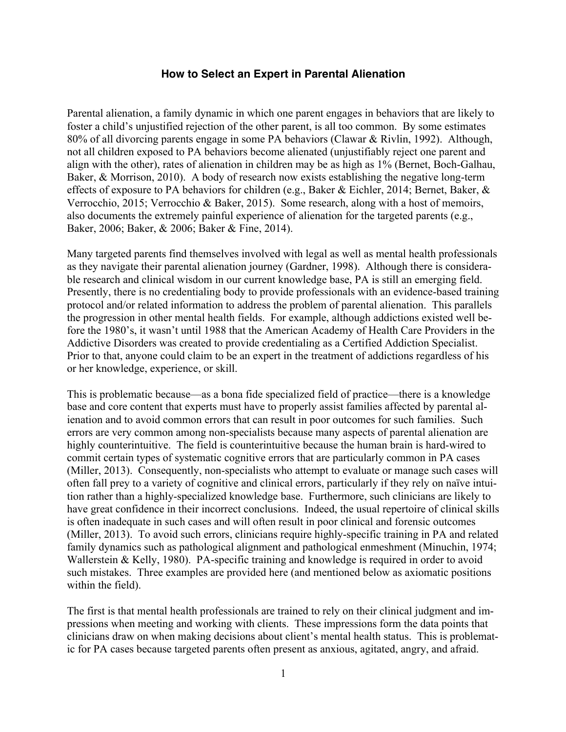### How to Select an Expert in Parental Alienation

Parental alienation, a family dynamic in which one parent engages in behaviors that are likely to foster a child's unjustified rejection of the other parent, is all too common. By some estimates 80% of all divorcing parents engage in some PA behaviors (Clawar & Rivlin, 1992). Although, not all children exposed to PA behaviors become alienated (unjustifiably reject one parent and align with the other), rates of alienation in children may be as high as 1% (Bernet, Boch-Galhau, Baker, & Morrison, 2010). A body of research now exists establishing the negative long-term effects of exposure to PA behaviors for children (e.g., Baker & Eichler, 2014; Bernet, Baker, & Verrocchio, 2015; Verrocchio & Baker, 2015). Some research, along with a host of memoirs, also documents the extremely painful experience of alienation for the targeted parents (e.g., Baker, 2006; Baker, & 2006; Baker & Fine, 2014).

Many targeted parents find themselves involved with legal as well as mental health professionals as they navigate their parental alienation journey (Gardner, 1998). Although there is considerable research and clinical wisdom in our current knowledge base, PA is still an emerging field. Presently, there is no credentialing body to provide professionals with an evidence-based training protocol and/or related information to address the problem of parental alienation. This parallels the progression in other mental health fields. For example, although addictions existed well before the 1980's, it wasn't until 1988 that the American Academy of Health Care Providers in the Addictive Disorders was created to provide credentialing as a Certified Addiction Specialist. Prior to that, anyone could claim to be an expert in the treatment of addictions regardless of his or her knowledge, experience, or skill.

This is problematic because—as a bona fide specialized field of practice—there is a knowledge base and core content that experts must have to properly assist families affected by parental alienation and to avoid common errors that can result in poor outcomes for such families. Such errors are very common among non-specialists because many aspects of parental alienation are highly counterintuitive. The field is counterintuitive because the human brain is hard-wired to commit certain types of systematic cognitive errors that are particularly common in PA cases (Miller, 2013). Consequently, non-specialists who attempt to evaluate or manage such cases will often fall prey to a variety of cognitive and clinical errors, particularly if they rely on naïve intuition rather than a highly-specialized knowledge base. Furthermore, such clinicians are likely to have great confidence in their incorrect conclusions. Indeed, the usual repertoire of clinical skills is often inadequate in such cases and will often result in poor clinical and forensic outcomes (Miller, 2013). To avoid such errors, clinicians require highly-specific training in PA and related family dynamics such as pathological alignment and pathological enmeshment (Minuchin, 1974; Wallerstein & Kelly, 1980). PA-specific training and knowledge is required in order to avoid such mistakes. Three examples are provided here (and mentioned below as axiomatic positions within the field).

The first is that mental health professionals are trained to rely on their clinical judgment and impressions when meeting and working with clients. These impressions form the data points that clinicians draw on when making decisions about client's mental health status. This is problematic for PA cases because targeted parents often present as anxious, agitated, angry, and afraid.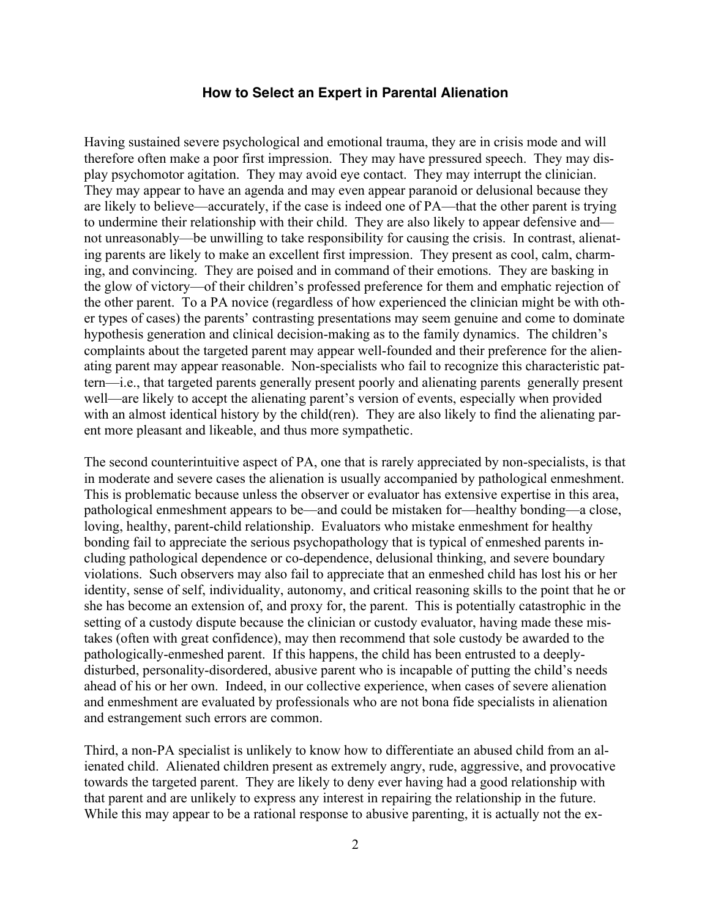Having sustained severe psychological and emotional trauma, they are in crisis mode and will therefore often make a poor first impression. They may have pressured speech. They may display psychomotor agitation. They may avoid eye contact. They may interrupt the clinician. They may appear to have an agenda and may even appear paranoid or delusional because they are likely to believe—accurately, if the case is indeed one of PA—that the other parent is trying to undermine their relationship with their child. They are also likely to appear defensive and—not unreasonably—be unwilling to take responsibility for causing the crisis. In contrast, alienating parents are likely to make an excellent first impression. They present as cool, calm, charming, and convincing. They are poised and in command of their emotions. They are basking in the glow of victory—of their children's professed preference for them and emphatic rejection of the other parent. To a PA novice (regardless of how experienced the clinician might be with other types of cases) the parents' contrasting presentations may seem genuine and come to dominate hypothesis generation and clinical decision-making as to the family dynamics. The children's complaints about the targeted parent may appear well-founded and their preference for the alienating parent may appear reasonable. Non-specialists who fail to recognize this characteristic pattern—i.e., that targeted parents generally present poorly and alienating parents generally present well—are likely to accept the alienating parent's version of events, especially when provided with an almost identical history by the child(ren). They are also likely to find the alienating parent more pleasant and likeable, and thus more sympathetic.

The second counterintuitive aspect of PA, one that is rarely appreciated by non-specialists, is that in moderate and severe cases the alienation is usually accompanied by pathological enmeshment. This is problematic because unless the observer or evaluator has extensive expertise in this area, pathological enmeshment appears to be—and could be mistaken for—healthy bonding—a close, loving, healthy, parent-child relationship. Evaluators who mistake enmeshment for healthy bonding fail to appreciate the serious psychopathology that is typical of enmeshed parents including pathological dependence or co-dependence, delusional thinking, and severe boundary violations. Such observers may also fail to appreciate that an enmeshed child has lost his or her identity, sense of self, individuality, autonomy, and critical reasoning skills to the point that he or she has become an extension of, and proxy for, the parent. This is potentially catastrophic in the setting of a custody dispute because the clinician or custody evaluator, having made these mistakes (often with great confidence), may then recommend that sole custody be awarded to the pathologically-enmeshed parent. If this happens, the child has been entrusted to a deeply-disturbed, personality-disordered, abusive parent who is incapable of putting the child's needs ahead of his or her own. Indeed, in our collective experience, when cases of severe alienation and enmeshment are evaluated by professionals who are not bona fide specialists in alienation and estrangement such errors are common.

Third, a non-PA specialist is unlikely to know how to differentiate an abused child from an alienated child. Alienated children present as extremely angry, rude, aggressive, and provocative towards the targeted parent. They are likely to deny ever having had a good relationship with that parent and are unlikely to express any interest in repairing the relationship in the future. While this may appear to be a rational response to abusive parenting, it is actually not the ex-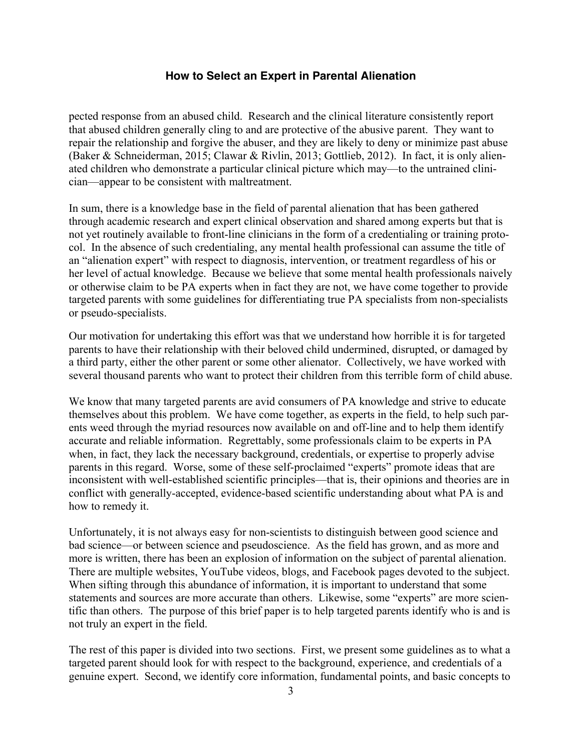pected response from an abused child. Research and the clinical literature consistently report that abused children generally cling to and are protective of the abusive parent. They want to repair the relationship and forgive the abuser, and they are likely to deny or minimize past abuse (Baker & Schneiderman, 2015; Clawar & Rivlin, 2013; Gottlieb, 2012). In fact, it is only alienated children who demonstrate a particular clinical picture which may—to the untrained clinician—appear to be consistent with maltreatment.

In sum, there is a knowledge base in the field of parental alienation that has been gathered through academic research and expert clinical observation and shared among experts but that is not yet routinely available to front-line clinicians in the form of a credentialing or training protocol. In the absence of such credentialing, any mental health professional can assume the title of an "alienation expert" with respect to diagnosis, intervention, or treatment regardless of his or her level of actual knowledge. Because we believe that some mental health professionals naively or otherwise claim to be PA experts when in fact they are not, we have come together to provide targeted parents with some guidelines for differentiating true PA specialists from non-specialists or pseudo-specialists.

Our motivation for undertaking this effort was that we understand how horrible it is for targeted parents to have their relationship with their beloved child undermined, disrupted, or damaged by a third party, either the other parent or some other alienator. Collectively, we have worked with several thousand parents who want to protect their children from this terrible form of child abuse.

We know that many targeted parents are avid consumers of PA knowledge and strive to educate themselves about this problem. We have come together, as experts in the field, to help such parents weed through the myriad resources now available on and off-line and to help them identify accurate and reliable information. Regrettably, some professionals claim to be experts in PA when, in fact, they lack the necessary background, credentials, or expertise to properly advise parents in this regard. Worse, some of these self-proclaimed "experts" promote ideas that are inconsistent with well-established scientific principles—that is, their opinions and theories are in conflict with generally-accepted, evidence-based scientific understanding about what PA is and how to remedy it.

Unfortunately, it is not always easy for non-scientists to distinguish between good science and bad science—or between science and pseudoscience. As the field has grown, and as more and more is written, there has been an explosion of information on the subject of parental alienation. There are multiple websites, YouTube videos, blogs, and Facebook pages devoted to the subject. When sifting through this abundance of information, it is important to understand that some statements and sources are more accurate than others. Likewise, some "experts" are more scientific than others. The purpose of this brief paper is to help targeted parents identify who is and is not truly an expert in the field.

The rest of this paper is divided into two sections. First, we present some guidelines as to what a targeted parent should look for with respect to the background, experience, and credentials of a genuine expert. Second, we identify core information, fundamental points, and basic concepts to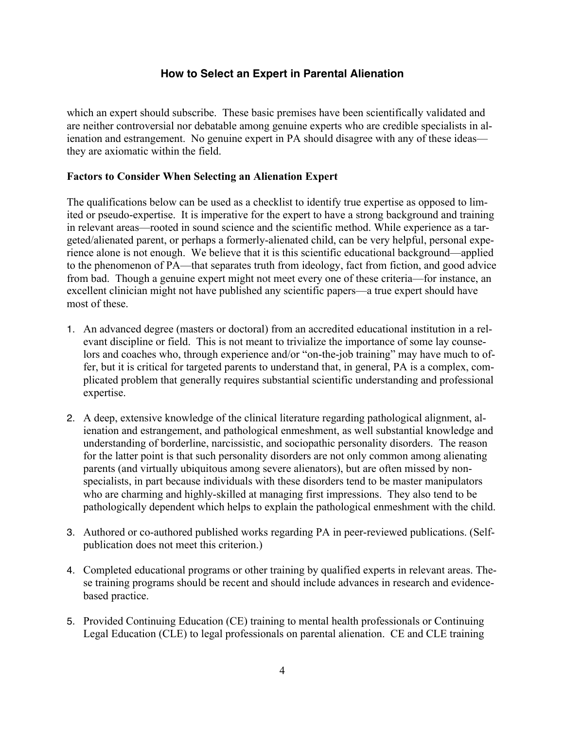which an expert should subscribe. These basic premises have been scientifically validated and are neither controversial nor debatable among genuine experts who are credible specialists in alienation and estrangement. No genuine expert in PA should disagree with any of these ideas—they are axiomatic within the field.

**Factors to Consider When Selecting an Alienation Expert**

The qualifications below can be used as a checklist to identify true expertise as opposed to limited or pseudo-expertise. It is imperative for the expert to have a strong background and training in relevant areas—rooted in sound science and the scientific method. While experience as a targeted/alienated parent, or perhaps a formerly-alienated child, can be very helpful, personal experience alone is not enough. We believe that it is this scientific educational background—applied to the phenomenon of PA—that separates truth from ideology, fact from fiction, and good advice from bad. Though a genuine expert might not meet every one of these criteria—for instance, an excellent clinician might not have published any scientific papers—a true expert should have most of these.

1. An advanced degree (masters or doctoral) from an accredited educational institution in a relevant discipline or field. This is not meant to trivialize the importance of some lay counselors and coaches who, through experience and/or "on-the-job training" may have much to offer, but it is critical for targeted parents to understand that, in general, PA is a complex, complicated problem that generally requires substantial scientific understanding and professional expertise.

2. A deep, extensive knowledge of the clinical literature regarding pathological alignment, alienation and estrangement, and pathological enmeshment, as well substantial knowledge and understanding of borderline, narcissistic, and sociopathic personality disorders. The reason for the latter point is that such personality disorders are not only common among alienating parents (and virtually ubiquitous among severe alienators), but are often missed by non-specialists, in part because individuals with these disorders tend to be master manipulators who are charming and highly-skilled at managing first impressions. They also tend to be pathologically dependent which helps to explain the pathological enmeshment with the child.

3. Authored or co-authored published works regarding PA in peer-reviewed publications. (Self-publication does not meet this criterion.)

4. Completed educational programs or other training by qualified experts in relevant areas. These training programs should be recent and should include advances in research and evidence-based practice.

5. Provided Continuing Education (CE) training to mental health professionals or Continuing Legal Education (CLE) to legal professionals on parental alienation. CE and CLE training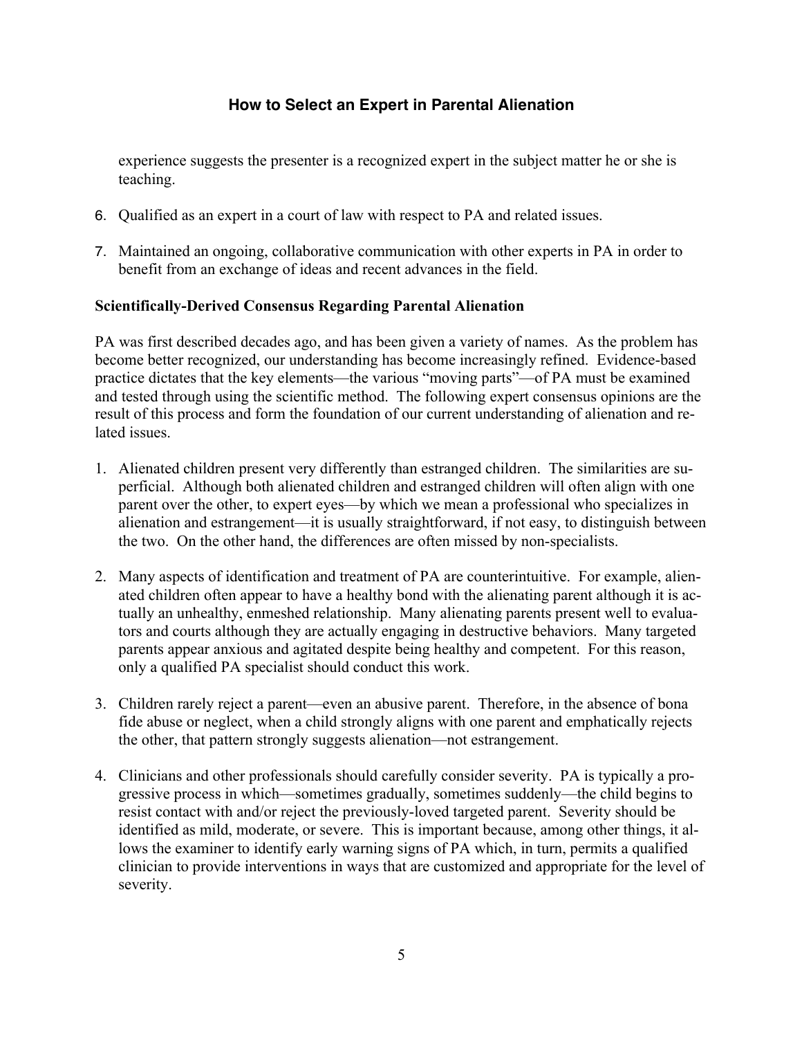experience suggests the presenter is a recognized expert in the subject matter he or she is teaching.

6. Qualified as an expert in a court of law with respect to PA and related issues.

7. Maintained an ongoing, collaborative communication with other experts in PA in order to benefit from an exchange of ideas and recent advances in the field.

**Scientifically-Derived Consensus Regarding Parental Alienation**

PA was first described decades ago, and has been given a variety of names. As the problem has become better recognized, our understanding has become increasingly refined. Evidence-based practice dictates that the key elements—the various "moving parts"—of PA must be examined and tested through using the scientific method. The following expert consensus opinions are the result of this process and form the foundation of our current understanding of alienation and related issues.

1. Alienated children present very differently than estranged children. The similarities are superficial. Although both alienated children and estranged children will often align with one parent over the other, to expert eyes—by which we mean a professional who specializes in alienation and estrangement—it is usually straightforward, if not easy, to distinguish between the two. On the other hand, the differences are often missed by non-specialists.

2. Many aspects of identification and treatment of PA are counterintuitive. For example, alienated children often appear to have a healthy bond with the alienating parent although it is actually an unhealthy, enmeshed relationship. Many alienating parents present well to evaluators and courts although they are actually engaging in destructive behaviors. Many targeted parents appear anxious and agitated despite being healthy and competent. For this reason, only a qualified PA specialist should conduct this work.

3. Children rarely reject a parent—even an abusive parent. Therefore, in the absence of bona fide abuse or neglect, when a child strongly aligns with one parent and emphatically rejects the other, that pattern strongly suggests alienation—not estrangement.

4. Clinicians and other professionals should carefully consider severity. PA is typically a progressive process in which—sometimes gradually, sometimes suddenly—the child begins to resist contact with and/or reject the previously-loved targeted parent. Severity should be identified as mild, moderate, or severe. This is important because, among other things, it allows the examiner to identify early warning signs of PA which, in turn, permits a qualified clinician to provide interventions in ways that are customized and appropriate for the level of severity.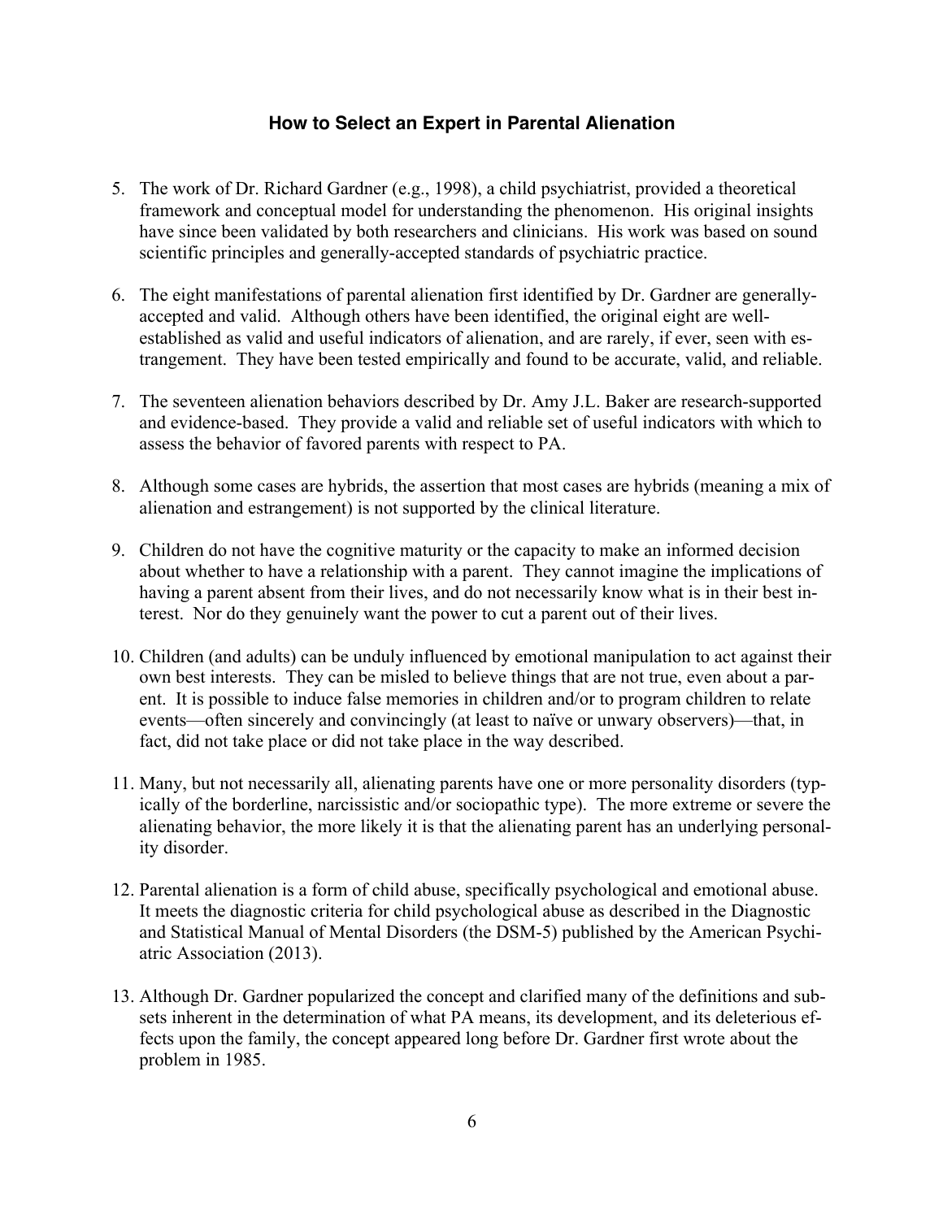### How to Select an Expert in Parental Alienation

5. The work of Dr. Richard Gardner (e.g., 1998), a child psychiatrist, provided a theoretical framework and conceptual model for understanding the phenomenon. His original insights have since been validated by both researchers and clinicians. His work was based on sound scientific principles and generally-accepted standards of psychiatric practice.

6. The eight manifestations of parental alienation first identified by Dr. Gardner are generally-accepted and valid. Although others have been identified, the original eight are well-established as valid and useful indicators of alienation, and are rarely, if ever, seen with estrangement. They have been tested empirically and found to be accurate, valid, and reliable.

7. The seventeen alienation behaviors described by Dr. Amy J.L. Baker are research-supported and evidence-based. They provide a valid and reliable set of useful indicators with which to assess the behavior of favored parents with respect to PA.

8. Although some cases are hybrids, the assertion that most cases are hybrids (meaning a mix of alienation and estrangement) is not supported by the clinical literature.

9. Children do not have the cognitive maturity or the capacity to make an informed decision about whether to have a relationship with a parent. They cannot imagine the implications of having a parent absent from their lives, and do not necessarily know what is in their best interest. Nor do they genuinely want the power to cut a parent out of their lives.

10. Children (and adults) can be unduly influenced by emotional manipulation to act against their own best interests. They can be misled to believe things that are not true, even about a parent. It is possible to induce false memories in children and/or to program children to relate events—often sincerely and convincingly (at least to naïve or unwary observers)—that, in fact, did not take place or did not take place in the way described.

11. Many, but not necessarily all, alienating parents have one or more personality disorders (typically of the borderline, narcissistic and/or sociopathic type). The more extreme or severe the alienating behavior, the more likely it is that the alienating parent has an underlying personality disorder.

12. Parental alienation is a form of child abuse, specifically psychological and emotional abuse. It meets the diagnostic criteria for child psychological abuse as described in the Diagnostic and Statistical Manual of Mental Disorders (the DSM-5) published by the American Psychiatric Association (2013).

13. Although Dr. Gardner popularized the concept and clarified many of the definitions and subsets inherent in the determination of what PA means, its development, and its deleterious effects upon the family, the concept appeared long before Dr. Gardner first wrote about the problem in 1985.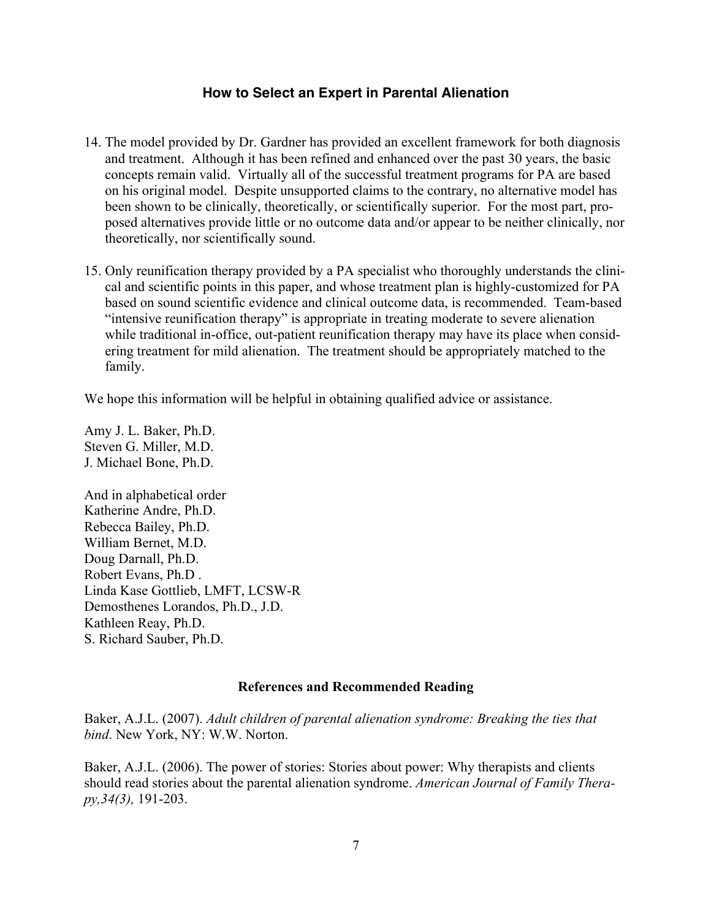### How to Select an Expert in Parental Alienation

14. The model provided by Dr. Gardner has provided an excellent framework for both diagnosis and treatment. Although it has been refined and enhanced over the past 30 years, the basic concepts remain valid. Virtually all of the successful treatment programs for PA are based on his original model. Despite unsupported claims to the contrary, no alternative model has been shown to be clinically, theoretically, or scientifically superior. For the most part, proposed alternatives provide little or no outcome data and/or appear to be neither clinically, nor theoretically, nor scientifically sound.

15. Only reunification therapy provided by a PA specialist who thoroughly understands the clinical and scientific points in this paper, and whose treatment plan is highly-customized for PA based on sound scientific evidence and clinical outcome data, is recommended. Team-based "intensive reunification therapy" is appropriate in treating moderate to severe alienation while traditional in-office, out-patient reunification therapy may have its place when considering treatment for mild alienation. The treatment should be appropriately matched to the family.

We hope this information will be helpful in obtaining qualified advice or assistance.

Amy J. L. Baker, Ph.D.
Steven G. Miller, M.D.
J. Michael Bone, Ph.D.

And in alphabetical order
Katherine Andre, Ph.D.
Rebecca Bailey, Ph.D.
William Bernet, M.D.
Doug Darnall, Ph.D.
Robert Evans, Ph.D .
Linda Kase Gottlieb, LMFT, LCSW-R
Demosthenes Lorandos, Ph.D., J.D.
Kathleen Reay, Ph.D.
S. Richard Sauber, Ph.D.

**References and Recommended Reading**

Baker, A.J.L. (2007). *Adult children of parental alienation syndrome: Breaking the ties that bind*. New York, NY: W.W. Norton.

Baker, A.J.L. (2006). The power of stories: Stories about power: Why therapists and clients should read stories about the parental alienation syndrome. *American Journal of Family Therapy,34(3),* 191-203.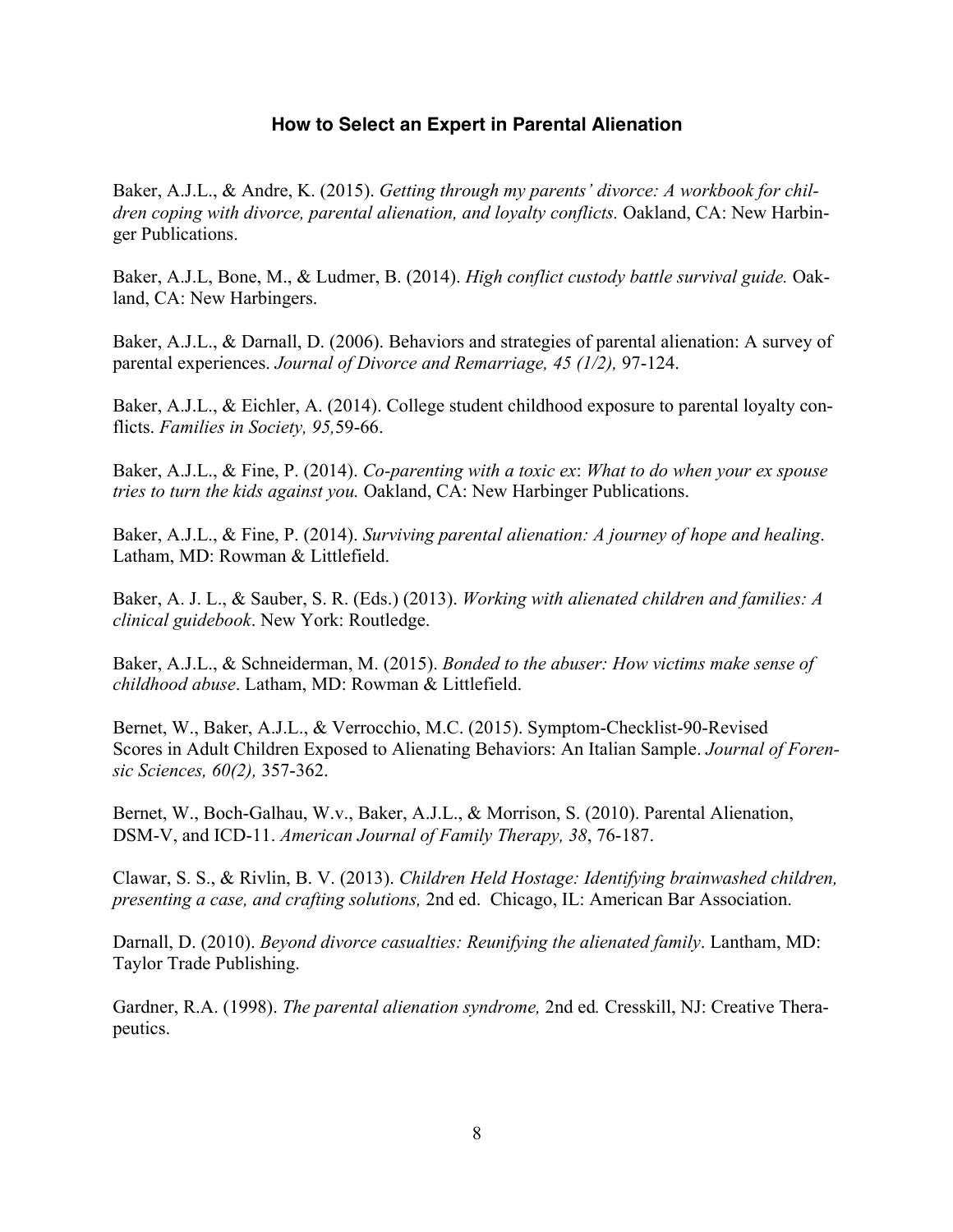### How to Select an Expert in Parental Alienation

Baker, A.J.L., & Andre, K. (2015). *Getting through my parents' divorce: A workbook for children coping with divorce, parental alienation, and loyalty conflicts.* Oakland, CA: New Harbinger Publications.

Baker, A.J.L, Bone, M., & Ludmer, B. (2014). *High conflict custody battle survival guide.* Oakland, CA: New Harbingers.

Baker, A.J.L., & Darnall, D. (2006). Behaviors and strategies of parental alienation: A survey of parental experiences. *Journal of Divorce and Remarriage, 45 (1/2),* 97-124.

Baker, A.J.L., & Eichler, A. (2014). College student childhood exposure to parental loyalty conflicts. *Families in Society, 95,*59-66.

Baker, A.J.L., & Fine, P. (2014). *Co-parenting with a toxic ex*: *What to do when your ex spouse tries to turn the kids against you.* Oakland, CA: New Harbinger Publications.

Baker, A.J.L., & Fine, P. (2014). *Surviving parental alienation: A journey of hope and healing*. Latham, MD: Rowman & Littlefield.

Baker, A. J. L., & Sauber, S. R. (Eds.) (2013). *Working with alienated children and families: A clinical guidebook*. New York: Routledge.

Baker, A.J.L., & Schneiderman, M. (2015). *Bonded to the abuser: How victims make sense of childhood abuse*. Latham, MD: Rowman & Littlefield.

Bernet, W., Baker, A.J.L., & Verrocchio, M.C. (2015). Symptom-Checklist-90-Revised Scores in Adult Children Exposed to Alienating Behaviors: An Italian Sample. *Journal of Forensic Sciences, 60(2),* 357-362.

Bernet, W., Boch-Galhau, W.v., Baker, A.J.L., & Morrison, S. (2010). Parental Alienation, DSM-V, and ICD-11. *American Journal of Family Therapy, 38*, 76-187.

Clawar, S. S., & Rivlin, B. V. (2013). *Children Held Hostage: Identifying brainwashed children, presenting a case, and crafting solutions,* 2nd ed. Chicago, IL: American Bar Association.

Darnall, D. (2010). *Beyond divorce casualties: Reunifying the alienated family*. Lantham, MD: Taylor Trade Publishing.

Gardner, R.A. (1998). *The parental alienation syndrome,* 2nd ed*.* Cresskill, NJ: Creative Therapeutics.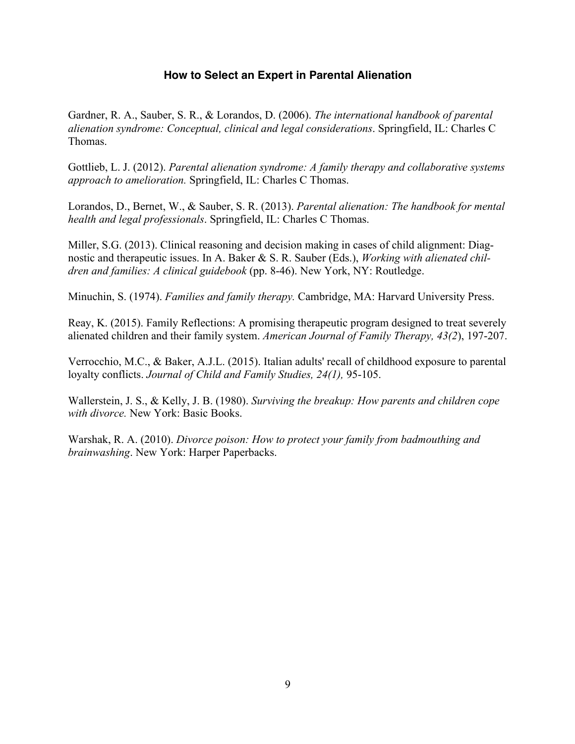### How to Select an Expert in Parental Alienation

Gardner, R. A., Sauber, S. R., & Lorandos, D. (2006). *The international handbook of parental alienation syndrome: Conceptual, clinical and legal considerations*. Springfield, IL: Charles C Thomas.

Gottlieb, L. J. (2012). *Parental alienation syndrome: A family therapy and collaborative systems approach to amelioration.* Springfield, IL: Charles C Thomas.

Lorandos, D., Bernet, W., & Sauber, S. R. (2013). *Parental alienation: The handbook for mental health and legal professionals*. Springfield, IL: Charles C Thomas.

Miller, S.G. (2013). Clinical reasoning and decision making in cases of child alignment: Diagnostic and therapeutic issues. In A. Baker & S. R. Sauber (Eds.), *Working with alienated children and families: A clinical guidebook* (pp. 8-46). New York, NY: Routledge.

Minuchin, S. (1974). *Families and family therapy.* Cambridge, MA: Harvard University Press.

Reay, K. (2015). Family Reflections: A promising therapeutic program designed to treat severely alienated children and their family system. *American Journal of Family Therapy, 43(2*), 197-207.

Verrocchio, M.C., & Baker, A.J.L. (2015). Italian adults' recall of childhood exposure to parental loyalty conflicts. *Journal of Child and Family Studies, 24(1),* 95-105.

Wallerstein, J. S., & Kelly, J. B. (1980). *Surviving the breakup: How parents and children cope with divorce.* New York: Basic Books.

Warshak, R. A. (2010). *Divorce poison: How to protect your family from badmouthing and brainwashing*. New York: Harper Paperbacks.